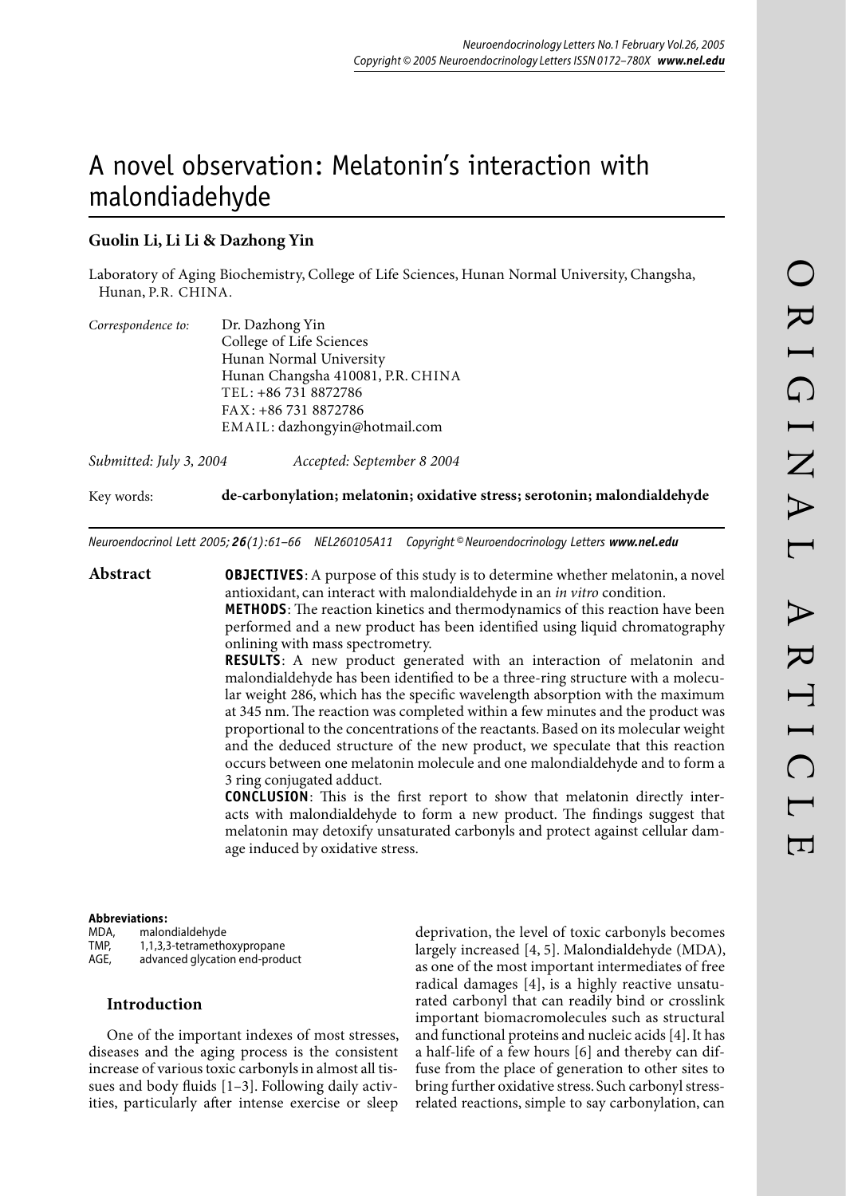# A novel observation: Melatonin's interaction with malondiadehyde

**Guolin Li, Li Li & Dazhong Yin**

Laboratory of Aging Biochemistry, College of Life Sciences, Hunan Normal University, Changsha, Hunan, P.R. CHINA.

*Correspondence to:* Dr. Dazhong Yin
College of Life Sciences
Hunan Normal University
Hunan Changsha 410081, P.R. CHINA
TEL: +86 731 8872786
FAX: +86 731 8872786
EMAIL: dazhongyin@hotmail.com

*Submitted: July 3, 2004* *Accepted: September 8 2004*

Key words: **de-carbonylation; melatonin; oxidative stress; serotonin; malondialdehyde**

*Neuroendocrinol Lett 2005; **26**(1):61–66 NEL260105A11 Copyright © Neuroendocrinology Letters **www.nel.edu***

## Abstract

**OBJECTIVES**: A purpose of this study is to determine whether melatonin, a novel antioxidant, can interact with malondialdehyde in an *in vitro* condition.

**METHODS**: The reaction kinetics and thermodynamics of this reaction have been performed and a new product has been identified using liquid chromatography onlining with mass spectrometry.

**RESULTS**: A new product generated with an interaction of melatonin and malondialdehyde has been identified to be a three-ring structure with a molecular weight 286, which has the specific wavelength absorption with the maximum at 345 nm. The reaction was completed within a few minutes and the product was proportional to the concentrations of the reactants. Based on its molecular weight and the deduced structure of the new product, we speculate that this reaction occurs between one melatonin molecule and one malondialdehyde and to form a 3 ring conjugated adduct.

**CONCLUSION**: This is the first report to show that melatonin directly interacts with malondialdehyde to form a new product. The findings suggest that melatonin may detoxify unsaturated carbonyls and protect against cellular damage induced by oxidative stress.

**Abbreviations:**

MDA, malondialdehyde
TMP, 1,1,3,3-tetramethoxypropane
AGE, advanced glycation end-product

## Introduction

One of the important indexes of most stresses, diseases and the aging process is the consistent increase of various toxic carbonyls in almost all tissues and body fluids [1–3]. Following daily activities, particularly after intense exercise or sleep deprivation, the level of toxic carbonyls becomes largely increased [4, 5]. Malondialdehyde (MDA), as one of the most important intermediates of free radical damages [4], is a highly reactive unsaturated carbonyl that can readily bind or crosslink important biomacromolecules such as structural and functional proteins and nucleic acids [4]. It has a half-life of a few hours [6] and thereby can diffuse from the place of generation to other sites to bring further oxidative stress. Such carbonyl stress-related reactions, simple to say carbonylation, can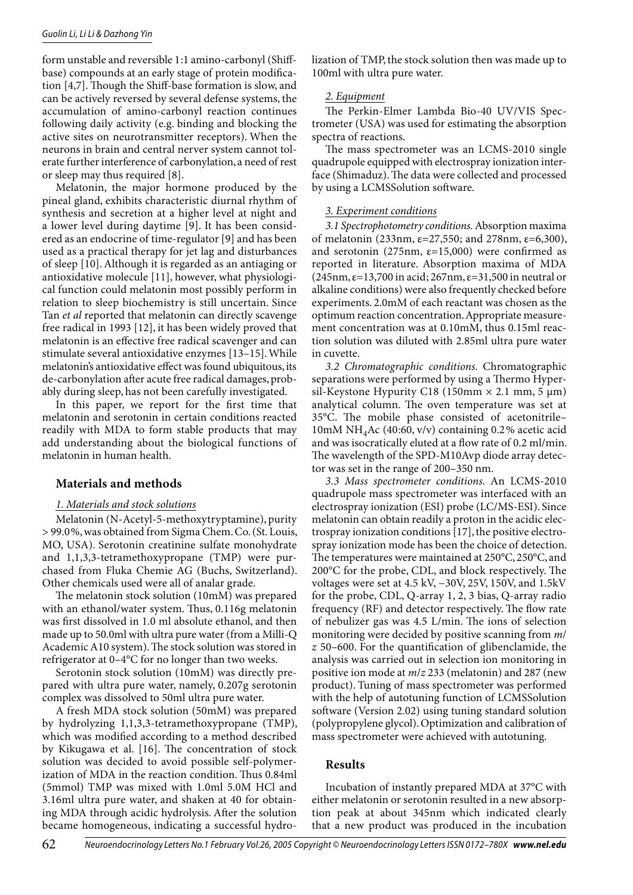form unstable and reversible 1:1 amino-carbonyl (Shiff-base) compounds at an early stage of protein modification [4,7]. Though the Shiff-base formation is slow, and can be actively reversed by several defense systems, the accumulation of amino-carbonyl reaction continues following daily activity (e.g. binding and blocking the active sites on neurotransmitter receptors). When the neurons in brain and central nerver system cannot tolerate further interference of carbonylation, a need of rest or sleep may thus required [8].

Melatonin, the major hormone produced by the pineal gland, exhibits characteristic diurnal rhythm of synthesis and secretion at a higher level at night and a lower level during daytime [9]. It has been considered as an endocrine of time-regulator [9] and has been used as a practical therapy for jet lag and disturbances of sleep [10]. Although it is regarded as an antiaging or antioxidative molecule [11], however, what physiological function could melatonin most possibly perform in relation to sleep biochemistry is still uncertain. Since Tan *et al* reported that melatonin can directly scavenge free radical in 1993 [12], it has been widely proved that melatonin is an effective free radical scavenger and can stimulate several antioxidative enzymes [13–15]. While melatonin's antioxidative effect was found ubiquitous, its de-carbonylation after acute free radical damages, probably during sleep, has not been carefully investigated.

In this paper, we report for the first time that melatonin and serotonin in certain conditions reacted readily with MDA to form stable products that may add understanding about the biological functions of melatonin in human health.

## Materials and methods

### *1. Materials and stock solutions*

Melatonin (N-Acetyl-5-methoxytryptamine), purity > 99.0%, was obtained from Sigma Chem. Co. (St. Louis, MO, USA). Serotonin creatinine sulfate monohydrate and 1,1,3,3-tetramethoxypropane (TMP) were purchased from Fluka Chemie AG (Buchs, Switzerland). Other chemicals used were all of analar grade.

The melatonin stock solution (10mM) was prepared with an ethanol/water system. Thus, 0.116g melatonin was first dissolved in 1.0 ml absolute ethanol, and then made up to 50.0ml with ultra pure water (from a Milli-Q Academic A10 system). The stock solution was stored in refrigerator at 0–4°C for no longer than two weeks.

Serotonin stock solution (10mM) was directly prepared with ultra pure water, namely, 0.207g serotonin complex was dissolved to 50ml ultra pure water.

A fresh MDA stock solution (50mM) was prepared by hydrolyzing 1,1,3,3-tetramethoxypropane (TMP), which was modified according to a method described by Kikugawa et al. [16]. The concentration of stock solution was decided to avoid possible self-polymerization of MDA in the reaction condition. Thus 0.84ml (5mmol) TMP was mixed with 1.0ml 5.0M HCl and 3.16ml ultra pure water, and shaken at 40 for obtaining MDA through acidic hydrolysis. After the solution became homogeneous, indicating a successful hydrolization of TMP, the stock solution then was made up to 100ml with ultra pure water.

### *2. Equipment*

The Perkin-Elmer Lambda Bio-40 UV/VIS Spectrometer (USA) was used for estimating the absorption spectra of reactions.

The mass spectrometer was an LCMS-2010 single quadrupole equipped with electrospray ionization interface (Shimaduz). The data were collected and processed by using a LCMSSolution software.

### *3. Experiment conditions*

*3.1 Spectrophotometry conditions.* Absorption maxima of melatonin (233nm, ε=27,550; and 278nm, ε=6,300), and serotonin (275nm, ε=15,000) were confirmed as reported in literature. Absorption maxima of MDA (245nm, ε=13,700 in acid; 267nm, ε=31,500 in neutral or alkaline conditions) were also frequently checked before experiments. 2.0mM of each reactant was chosen as the optimum reaction concentration. Appropriate measurement concentration was at 0.10mM, thus 0.15ml reaction solution was diluted with 2.85ml ultra pure water in cuvette.

*3.2 Chromatographic conditions.* Chromatographic separations were performed by using a Thermo Hypersil-Keystone Hypurity C18 (150mm × 2.1 mm, 5 μm) analytical column. The oven temperature was set at 35°C. The mobile phase consisted of acetonitrile–10mM $NH_4$Ac (40:60, v/v) containing 0.2% acetic acid and was isocratically eluted at a flow rate of 0.2 ml/min. The wavelength of the SPD-M10Avp diode array detector was set in the range of 200–350 nm.

*3.3 Mass spectrometer conditions.* An LCMS-2010 quadrupole mass spectrometer was interfaced with an electrospray ionization (ESI) probe (LC/MS-ESI). Since melatonin can obtain readily a proton in the acidic electrospray ionization conditions [17], the positive electrospray ionization mode has been the choice of detection. The temperatures were maintained at 250°C, 250°C, and 200°C for the probe, CDL, and block respectively. The voltages were set at 4.5 kV, −30V, 25V, 150V, and 1.5kV for the probe, CDL, Q-array 1, 2, 3 bias, Q-array radio frequency (RF) and detector respectively. The flow rate of nebulizer gas was 4.5 L/min. The ions of selection monitoring were decided by positive scanning from *m/z* 50–600. For the quantification of glibenclamide, the analysis was carried out in selection ion monitoring in positive ion mode at *m/z* 233 (melatonin) and 287 (new product). Tuning of mass spectrometer was performed with the help of autotuning function of LCMSSolution software (Version 2.02) using tuning standard solution (polypropylene glycol). Optimization and calibration of mass spectrometer were achieved with autotuning.

## Results

Incubation of instantly prepared MDA at 37°C with either melatonin or serotonin resulted in a new absorption peak at about 345nm which indicated clearly that a new product was produced in the incubation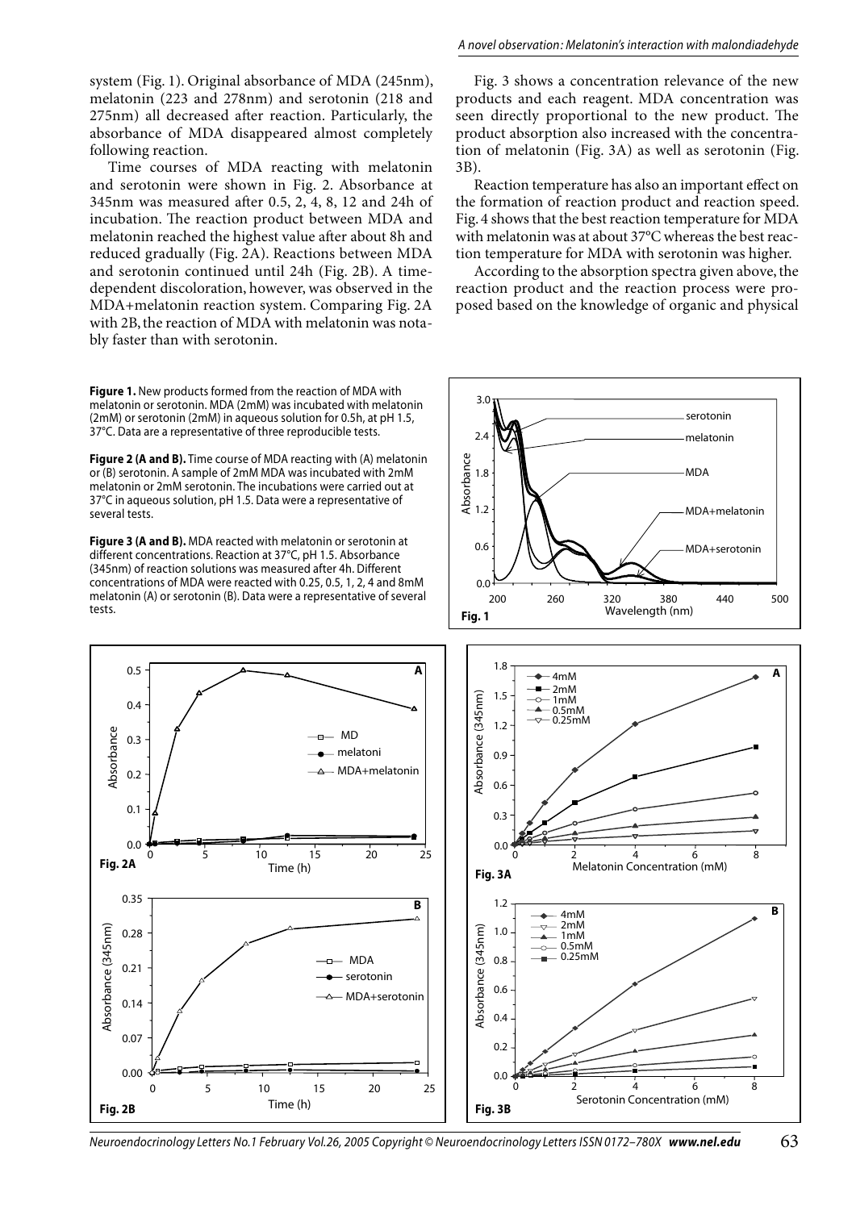system (Fig. 1). Original absorbance of MDA (245nm), melatonin (223 and 278nm) and serotonin (218 and 275nm) all decreased after reaction. Particularly, the absorbance of MDA disappeared almost completely following reaction.

Time courses of MDA reacting with melatonin and serotonin were shown in Fig. 2. Absorbance at 345nm was measured after 0.5, 2, 4, 8, 12 and 24h of incubation. The reaction product between MDA and melatonin reached the highest value after about 8h and reduced gradually (Fig. 2A). Reactions between MDA and serotonin continued until 24h (Fig. 2B). A time-dependent discoloration, however, was observed in the MDA+melatonin reaction system. Comparing Fig. 2A with 2B, the reaction of MDA with melatonin was notably faster than with serotonin.

Fig. 3 shows a concentration relevance of the new products and each reagent. MDA concentration was seen directly proportional to the new product. The product absorption also increased with the concentration of melatonin (Fig. 3A) as well as serotonin (Fig. 3B).

Reaction temperature has also an important effect on the formation of reaction product and reaction speed. Fig. 4 shows that the best reaction temperature for MDA with melatonin was at about 37°C whereas the best reaction temperature for MDA with serotonin was higher.

According to the absorption spectra given above, the reaction product and the reaction process were proposed based on the knowledge of organic and physical

**Figure 1.** New products formed from the reaction of MDA with melatonin or serotonin. MDA (2mM) was incubated with melatonin (2mM) or serotonin (2mM) in aqueous solution for 0.5h, at pH 1.5, 37°C. Data are a representative of three reproducible tests.

**Figure 2 (A and B).** Time course of MDA reacting with (A) melatonin or (B) serotonin. A sample of 2mM MDA was incubated with 2mM melatonin or 2mM serotonin. The incubations were carried out at 37°C in aqueous solution, pH 1.5. Data were a representative of several tests.

**Figure 3 (A and B).** MDA reacted with melatonin or serotonin at different concentrations. Reaction at 37°C, pH 1.5. Absorbance (345nm) of reaction solutions was measured after 4h. Different concentrations of MDA were reacted with 0.25, 0.5, 1, 2, 4 and 8mM melatonin (A) or serotonin (B). Data were a representative of several tests.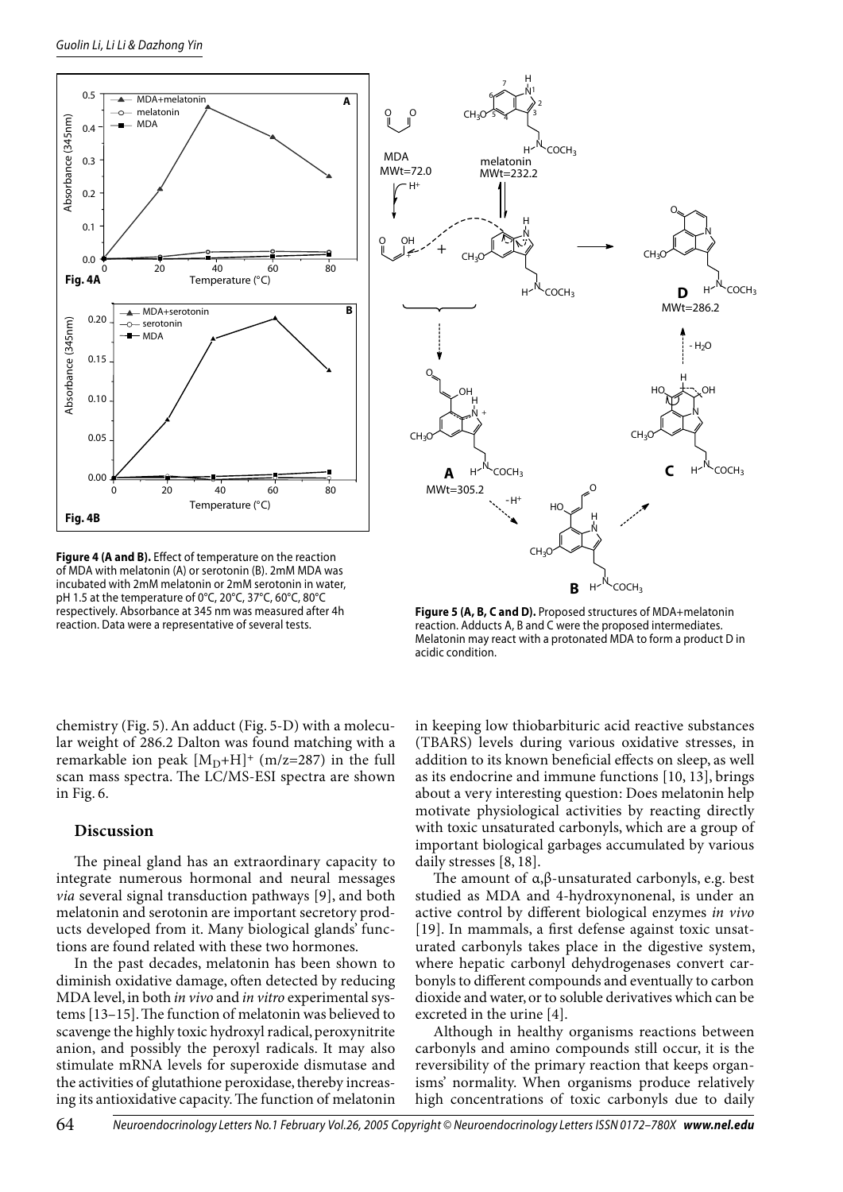**Figure 4 (A and B).** Effect of temperature on the reaction of MDA with melatonin (A) or serotonin (B). 2mM MDA was incubated with 2mM melatonin or 2mM serotonin in water, pH 1.5 at the temperature of 0°C, 20°C, 37°C, 60°C, 80°C respectively. Absorbance at 345 nm was measured after 4h reaction. Data were a representative of several tests.

**Figure 5 (A, B, C and D).** Proposed structures of MDA+melatonin reaction. Adducts A, B and C were the proposed intermediates. Melatonin may react with a protonated MDA to form a product D in acidic condition.

chemistry (Fig. 5). An adduct (Fig. 5-D) with a molecular weight of 286.2 Dalton was found matching with a remarkable ion peak $[M_D+H]^+$ (m/z=287) in the full scan mass spectra. The LC/MS-ESI spectra are shown in Fig. 6.

## Discussion

The pineal gland has an extraordinary capacity to integrate numerous hormonal and neural messages *via* several signal transduction pathways [9], and both melatonin and serotonin are important secretory products developed from it. Many biological glands' functions are found related with these two hormones.

In the past decades, melatonin has been shown to diminish oxidative damage, often detected by reducing MDA level, in both *in vivo* and *in vitro* experimental systems [13–15]. The function of melatonin was believed to scavenge the highly toxic hydroxyl radical, peroxynitrite anion, and possibly the peroxyl radicals. It may also stimulate mRNA levels for superoxide dismutase and the activities of glutathione peroxidase, thereby increasing its antioxidative capacity. The function of melatonin in keeping low thiobarbituric acid reactive substances (TBARS) levels during various oxidative stresses, in addition to its known beneficial effects on sleep, as well as its endocrine and immune functions [10, 13], brings about a very interesting question: Does melatonin help motivate physiological activities by reacting directly with toxic unsaturated carbonyls, which are a group of important biological garbages accumulated by various daily stresses [8, 18].

The amount of α,β-unsaturated carbonyls, e.g. best studied as MDA and 4-hydroxynonenal, is under an active control by different biological enzymes *in vivo* [19]. In mammals, a first defense against toxic unsaturated carbonyls takes place in the digestive system, where hepatic carbonyl dehydrogenases convert carbonyls to different compounds and eventually to carbon dioxide and water, or to soluble derivatives which can be excreted in the urine [4].

Although in healthy organisms reactions between carbonyls and amino compounds still occur, it is the reversibility of the primary reaction that keeps organisms' normality. When organisms produce relatively high concentrations of toxic carbonyls due to daily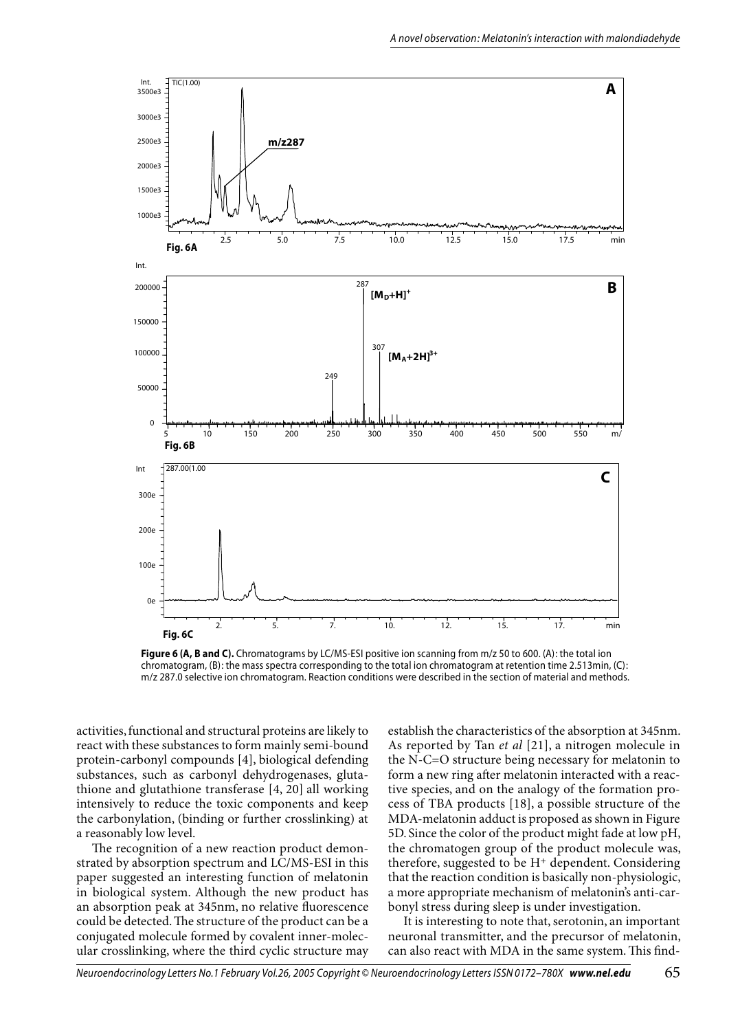**Figure 6 (A, B and C).** Chromatograms by LC/MS-ESI positive ion scanning from m/z 50 to 600. (A): the total ion chromatogram, (B): the mass spectra corresponding to the total ion chromatogram at retention time 2.513min, (C): m/z 287.0 selective ion chromatogram. Reaction conditions were described in the section of material and methods.

activities, functional and structural proteins are likely to react with these substances to form mainly semi-bound protein-carbonyl compounds [4], biological defending substances, such as carbonyl dehydrogenases, glutathione and glutathione transferase [4, 20] all working intensively to reduce the toxic components and keep the carbonylation, (binding or further crosslinking) at a reasonably low level.

The recognition of a new reaction product demonstrated by absorption spectrum and LC/MS-ESI in this paper suggested an interesting function of melatonin in biological system. Although the new product has an absorption peak at 345nm, no relative fluorescence could be detected. The structure of the product can be a conjugated molecule formed by covalent inner-molecular crosslinking, where the third cyclic structure may establish the characteristics of the absorption at 345nm. As reported by Tan *et al* [21], a nitrogen molecule in the N-C=O structure being necessary for melatonin to form a new ring after melatonin interacted with a reactive species, and on the analogy of the formation process of TBA products [18], a possible structure of the MDA-melatonin adduct is proposed as shown in Figure 5D. Since the color of the product might fade at low pH, the chromatogen group of the product molecule was, therefore, suggested to be $H^+$ dependent. Considering that the reaction condition is basically non-physiologic, a more appropriate mechanism of melatonin's anti-carbonyl stress during sleep is under investigation.

It is interesting to note that, serotonin, an important neuronal transmitter, and the precursor of melatonin, can also react with MDA in the same system. This find-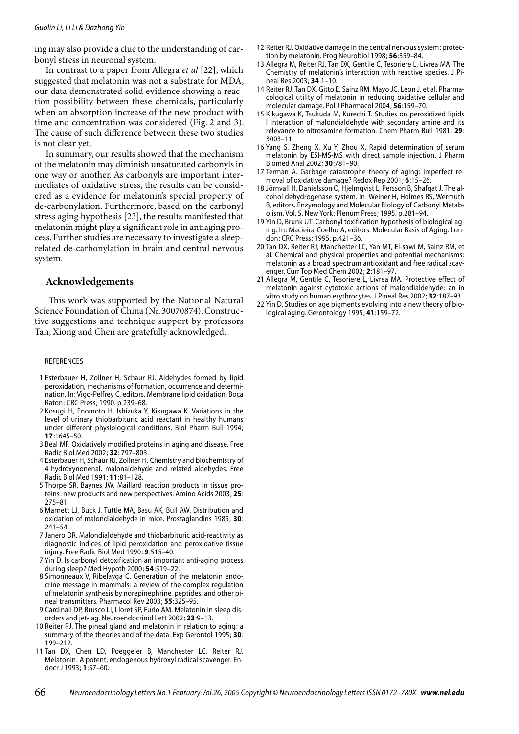ing may also provide a clue to the understanding of carbonyl stress in neuronal system.

In contrast to a paper from Allegra *et al* [22], which suggested that melatonin was not a substrate for MDA, our data demonstrated solid evidence showing a reaction possibility between these chemicals, particularly when an absorption increase of the new product with time and concentration was considered (Fig. 2 and 3). The cause of such difference between these two studies is not clear yet.

In summary, our results showed that the mechanism of the melatonin may diminish unsaturated carbonyls in one way or another. As carbonyls are important intermediates of oxidative stress, the results can be considered as a evidence for melatonin's special property of de-carbonylation. Furthermore, based on the carbonyl stress aging hypothesis [23], the results manifested that melatonin might play a significant role in antiaging process. Further studies are necessary to investigate a sleep-related de-carbonylation in brain and central nervous system.

## Acknowledgements

This work was supported by the National Natural Science Foundation of China (Nr. 30070874). Constructive suggestions and technique support by professors Tan, Xiong and Chen are gratefully acknowledged.

REFERENCES

1 Esterbauer H, Zollner H, Schaur RJ. Aldehydes formed by lipid peroxidation, mechanisms of formation, occurrence and determination. In: Vigo-Pelfrey C, editors. Membrane lipid oxidation. Boca Raton: CRC Press; 1990. p.239–68.

2 Kosugi H, Enomoto H, Ishizuka Y, Kikugawa K. Variations in the level of urinary thiobarbituric acid reactant in healthy humans under different physiological conditions. Biol Pharm Bull 1994; **17**:1645–50.

3 Beal MF. Oxidatively modified proteins in aging and disease. Free Radic Biol Med 2002; **32**: 797–803.

4 Esterbauer H, Schaur RJ, Zollner H. Chemistry and biochemistry of 4-hydroxynonenal, malonaldehyde and related aldehydes. Free Radic Biol Med 1991; **11**:81–128.

5 Thorpe SR, Baynes JW. Maillard reaction products in tissue proteins: new products and new perspectives. Amino Acids 2003; **25**: 275–81.

6 Marnett LJ, Buck J, Tuttle MA, Basu AK, Bull AW. Distribution and oxidation of malondialdehyde in mice. Prostaglandins 1985; **30**: 241–54.

7 Janero DR. Malondialdehyde and thiobarbituric acid-reactivity as diagnostic indices of lipid peroxidation and peroxidative tissue injury. Free Radic Biol Med 1990; **9**:515–40.

7 Yin D. Is carbonyl detoxification an important anti-aging process during sleep? Med Hypoth 2000; **54**:519–22.

8 Simonneaux V, Ribelayga C. Generation of the melatonin endocrine message in mammals: a review of the complex regulation of melatonin synthesis by norepinephrine, peptides, and other pineal transmitters. Pharmacol Rev 2003; **55**:325–95.

9 Cardinali DP, Brusco LI, Lloret SP, Furio AM. Melatonin in sleep disorders and jet-lag. Neuroendocrinol Lett 2002; **23**:9–13.

10 Reiter RJ. The pineal gland and melatonin in relation to aging: a summary of the theories and of the data. Exp Gerontol 1995; **30**: 199–212.

11 Tan DX, Chen LD, Poeggeler B, Manchester LC, Reiter RJ. Melatonin: A potent, endogenous hydroxyl radical scavenger. Endocr J 1993; **1**:57–60.

12 Reiter RJ. Oxidative damage in the central nervous system: protection by melatonin. Prog Neurobiol 1998; **56**:359–84.

13 Allegra M, Reiter RJ, Tan DX, Gentile C, Tesoriere L, Livrea MA. The Chemistry of melatonin's interaction with reactive species. J Pineal Res 2003; **34**:1–10.

14 Reiter RJ, Tan DX, Gitto E, Sainz RM, Mayo JC, Leon J, et al. Pharmacological utility of melatonin in reducing oxidative cellular and molecular damage. Pol J Pharmacol 2004; **56**:159–70.

15 Kikugawa K, Tsukuda M, Kurechi T. Studies on peroxidized lipids I Interaction of malondialdehyde with secondary amine and its relevance to nitrosamine formation. Chem Pharm Bull 1981; **29**: 3003–11.

16 Yang S, Zheng X, Xu Y, Zhou X. Rapid determination of serum melatonin by ESI-MS-MS with direct sample injection. J Pharm Biomed Anal 2002; **30**:781–90.

17 Terman A. Garbage catastrophe theory of aging: imperfect removal of oxidative damage? Redox Rep 2001; **6**:15–26.

18 Jörnvall H, Danielsson O, Hjelmqvist L, Persson B, Shafqat J. The alcohol dehydrogenase system. In: Weiner H, Holmes RS, Wermuth B, editors. Enzymology and Molecular Biology of Carbonyl Metabolism. Vol. 5. New York: Plenum Press; 1995. p.281–94.

19 Yin D, Brunk UT. Carbonyl toxification hypothesis of biological aging. In: Macieira-Coelho A, editors. Molecular Basis of Aging. London: CRC Press; 1995. p.421–36.

20 Tan DX, Reiter RJ, Manchester LC, Yan MT, El-sawi M, Sainz RM, et al. Chemical and physical properties and potential mechanisms: melatonin as a broad spectrum antioxidant and free radical scavenger. Curr Top Med Chem 2002; **2**:181–97.

21 Allegra M, Gentile C, Tesoriere L, Livrea MA. Protective effect of melatonin against cytotoxic actions of malondialdehyde: an in vitro study on human erythrocytes. J Pineal Res 2002; **32**:187–93.

22 Yin D. Studies on age pigments evolving into a new theory of biological aging. Gerontology 1995; **41**:159–72.